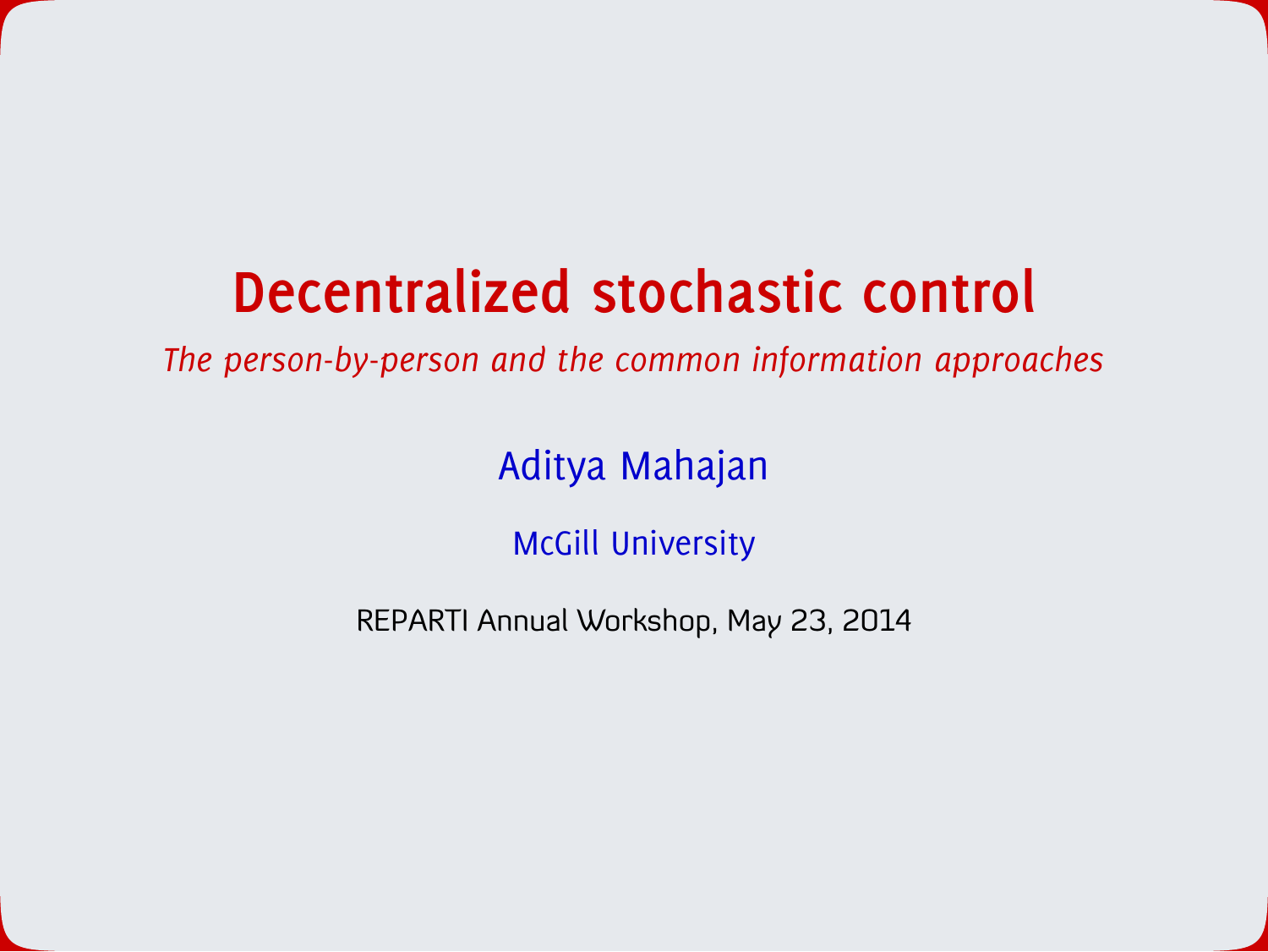# Decentralized stochastic control

*The person-by-person and the common information approaches*

Aditya Mahajan

McGill University

REPARTI Annual Workshop, May 23, 2014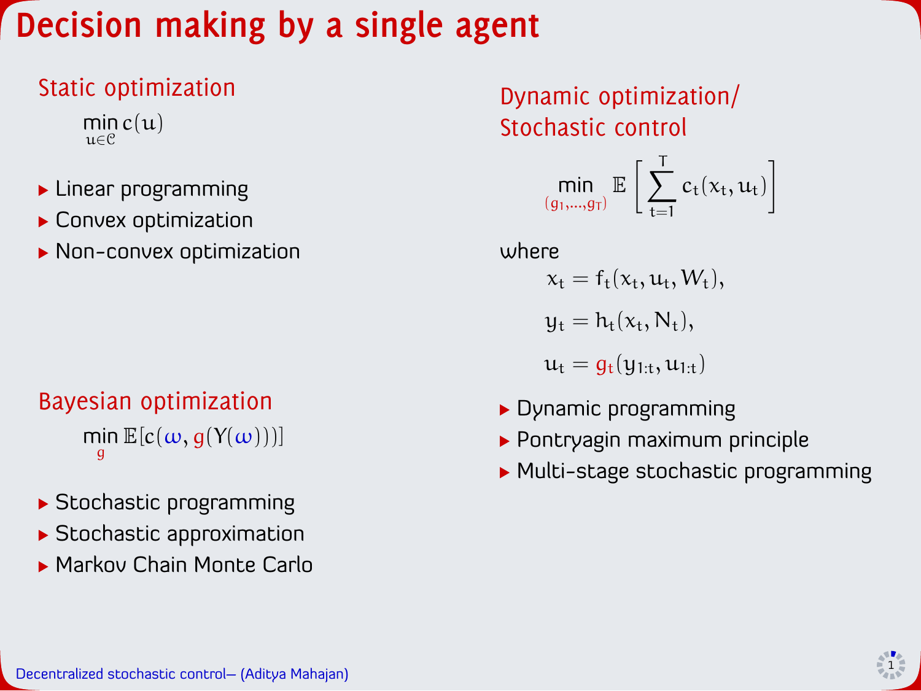# Decision making by a single agent

## Static optimization

$$\min_{u \in \mathcal{C}} c(u)$$

- Linear programming
- Convex optimization
- Non-convex optimization

## Bayesian optimization

$$\min_{g} \mathbb{E}[c(\omega, g(Y(\omega)))]$$

- Stochastic programming
- Stochastic approximation
- Markov Chain Monte Carlo

## Dynamic optimization/ Stochastic control

$$\min_{(g_1, \dots, g_T)} \mathbb{E}\left[\sum_{t=1}^{T} c_t(x_t, u_t)\right]$$

where

$$x_t = f_t(x_t, u_t, W_t),$$

$$y_t = h_t(x_t, N_t),$$

$$u_t = g_t(y_{1:t}, u_{1:t})$$

- Dynamic programming
- Pontryagin maximum principle
- Multi-stage stochastic programming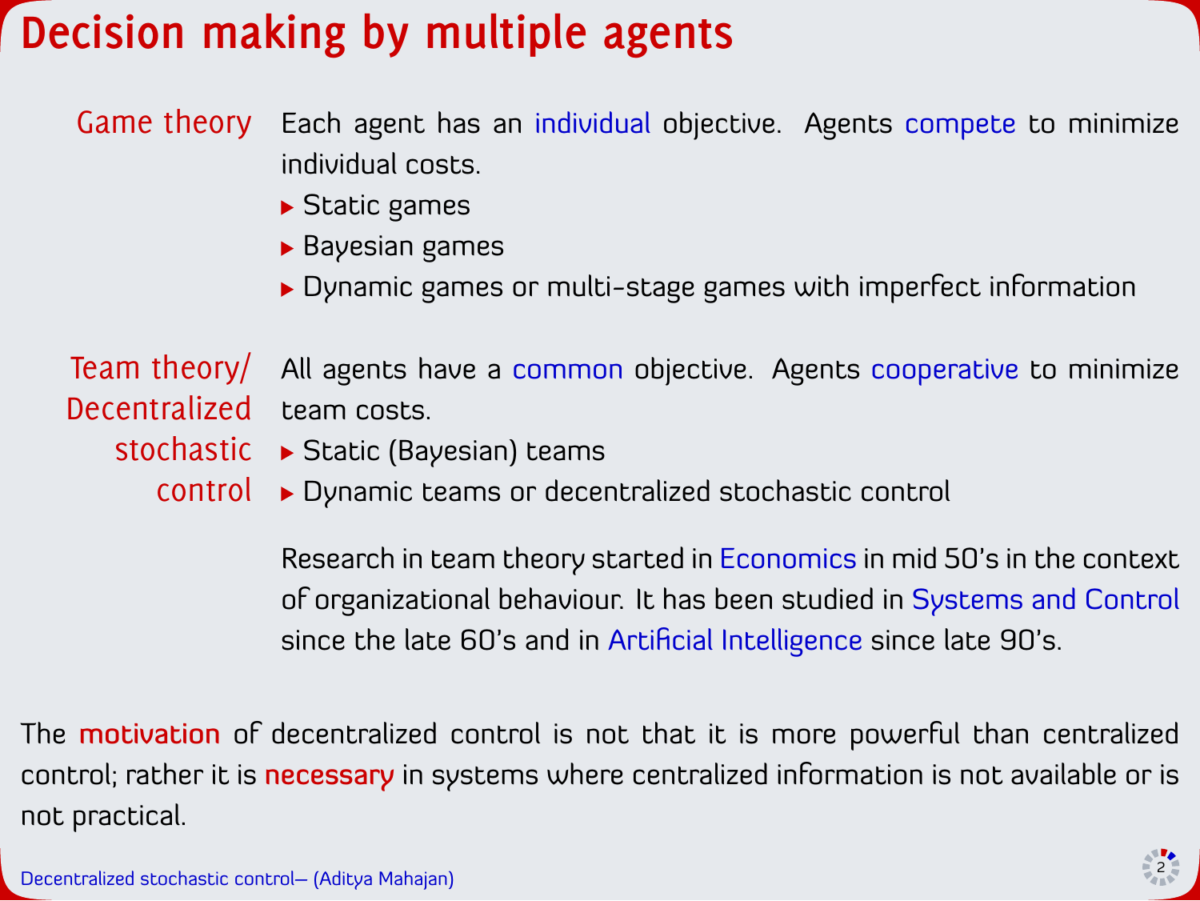# Decision making by multiple agents

**Game theory**

Each agent has an individual objective. Agents compete to minimize individual costs.

- Static games
- Bayesian games
- Dynamic games or multi-stage games with imperfect information

**Team theory/ Decentralized stochastic control**

All agents have a common objective. Agents cooperative to minimize team costs.

- Static (Bayesian) teams
- Dynamic teams or decentralized stochastic control

Research in team theory started in Economics in mid 50's in the context of organizational behaviour. It has been studied in Systems and Control since the late 60's and in Artificial Intelligence since late 90's.

The **motivation** of decentralized control is not that it is more powerful than centralized control; rather it is **necessary** in systems where centralized information is not available or is not practical.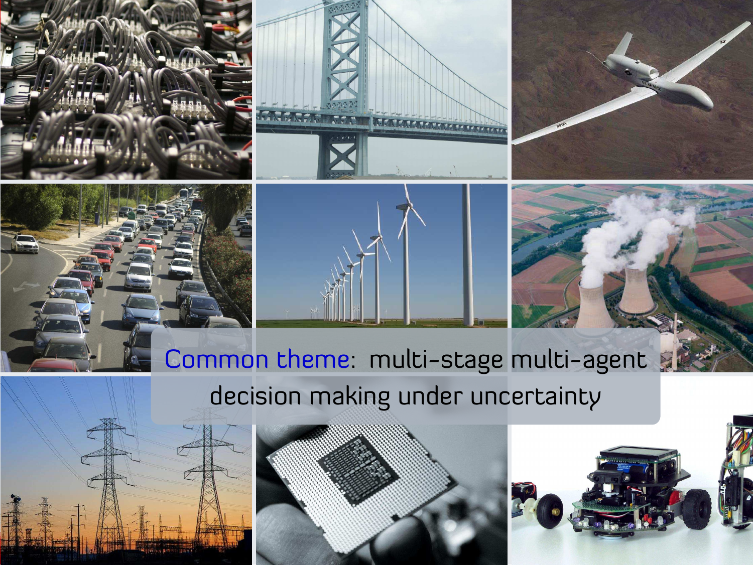Common theme: multi-stage multi-agent decision making under uncertainty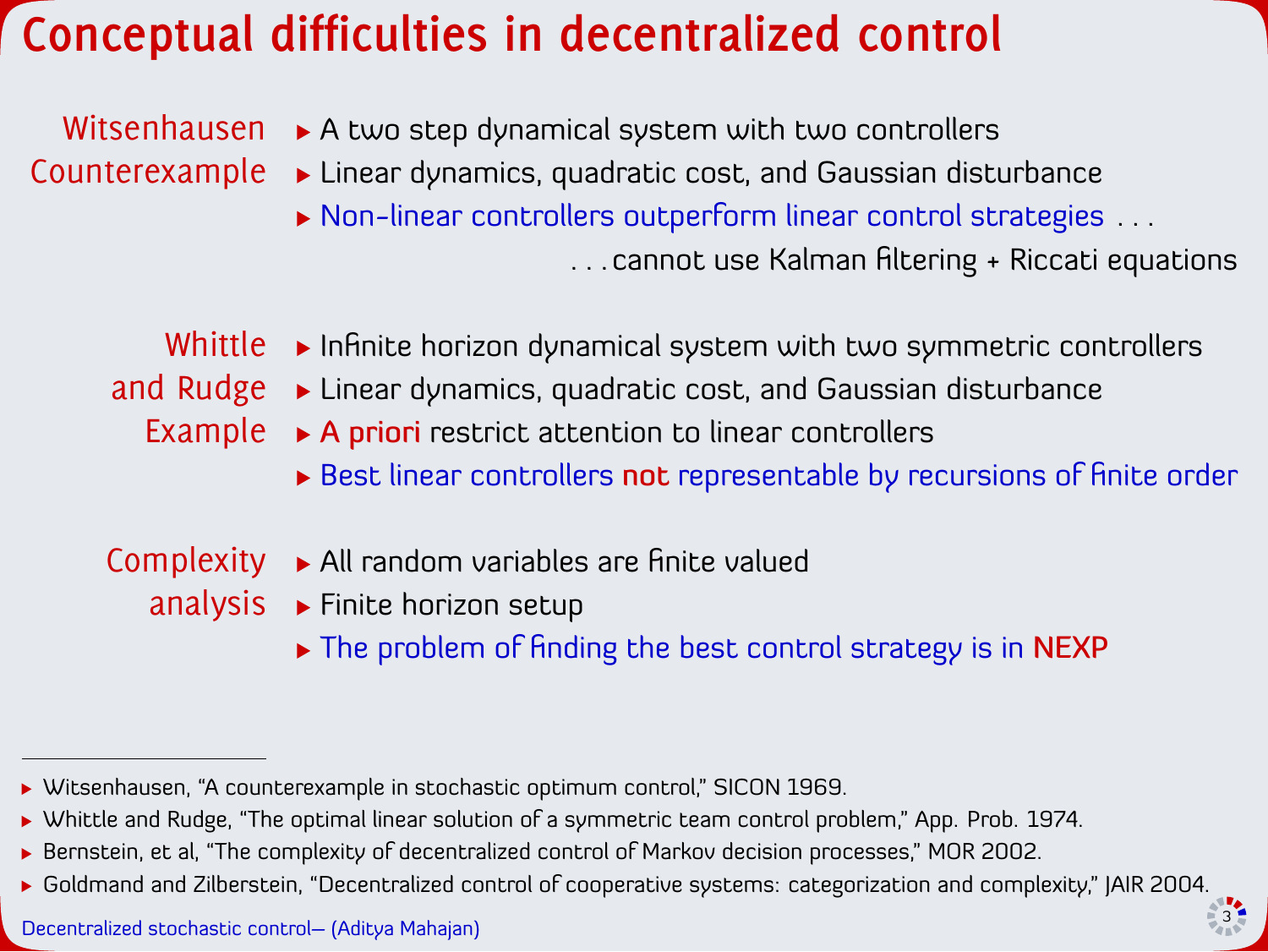# Conceptual difficulties in decentralized control

**Witsenhausen Counterexample**

- A two step dynamical system with two controllers
- Linear dynamics, quadratic cost, and Gaussian disturbance
- Non-linear controllers outperform linear control strategies . . .

  . . . cannot use Kalman filtering + Riccati equations

**Whittle and Rudge Example**

- Infinite horizon dynamical system with two symmetric controllers
- Linear dynamics, quadratic cost, and Gaussian disturbance
- A priori restrict attention to linear controllers
- Best linear controllers **not** representable by recursions of finite order

**Complexity analysis**

- All random variables are finite valued
- Finite horizon setup
- The problem of finding the best control strategy is in **NEXP**

---

- Witsenhausen, "A counterexample in stochastic optimum control," SICON 1969.
- Whittle and Rudge, "The optimal linear solution of a symmetric team control problem," App. Prob. 1974.
- Bernstein, et al, "The complexity of decentralized control of Markov decision processes," MOR 2002.
- Goldmand and Zilberstein, "Decentralized control of cooperative systems: categorization and complexity," JAIR 2004.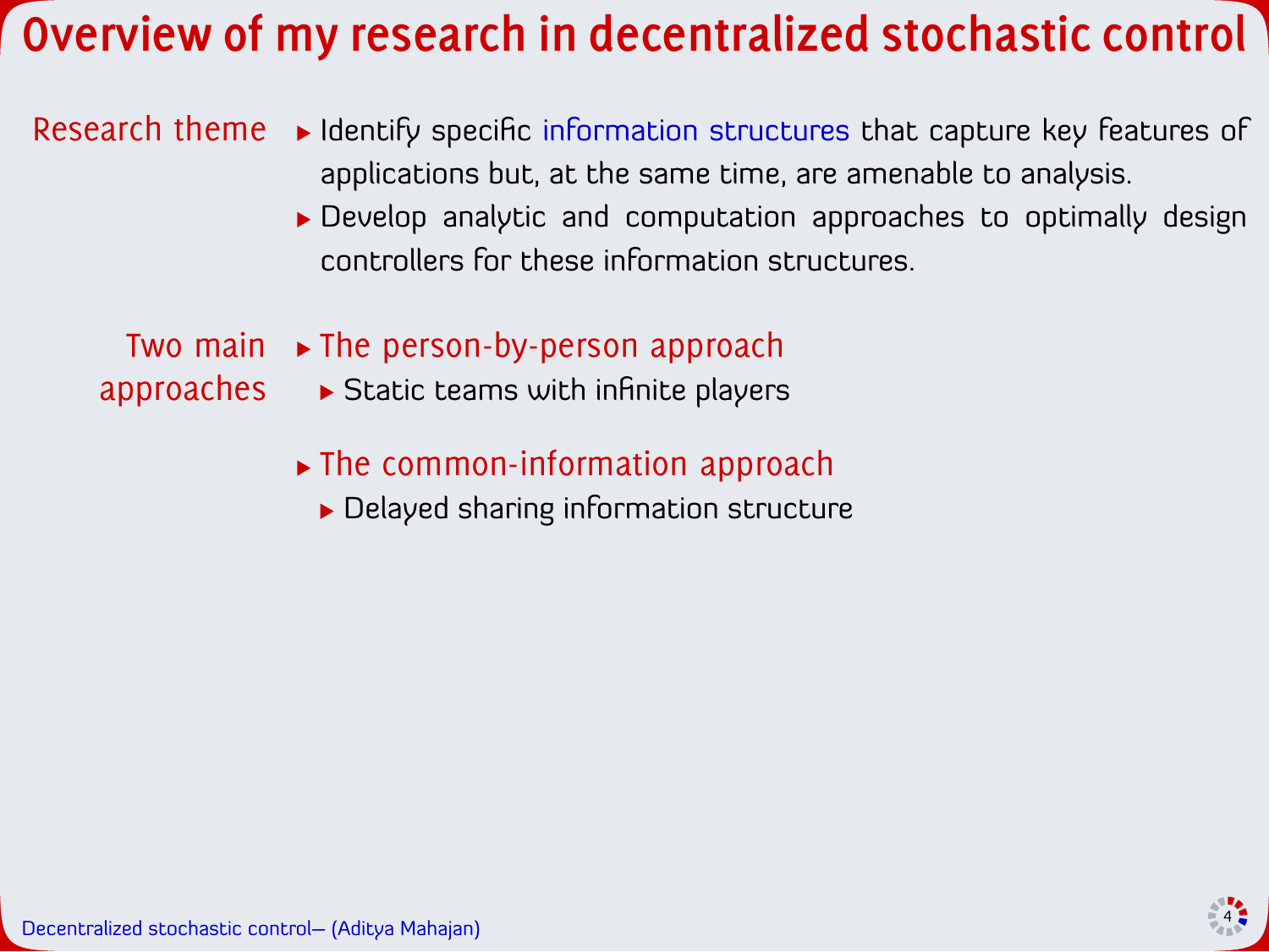# Overview of my research in decentralized stochastic control

**Research theme**

- Identify specific information structures that capture key features of applications but, at the same time, are amenable to analysis.
- Develop analytic and computation approaches to optimally design controllers for these information structures.

**Two main approaches**

- The person-by-person approach
  - Static teams with infinite players
- The common-information approach
  - Delayed sharing information structure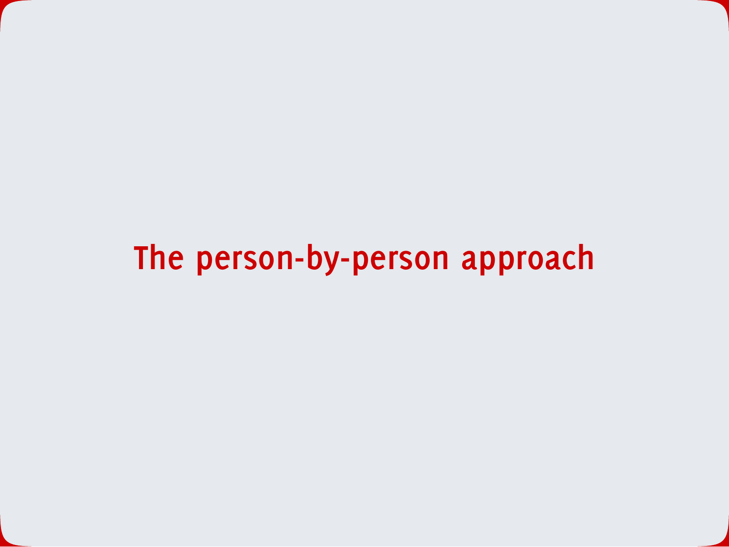# The person-by-person approach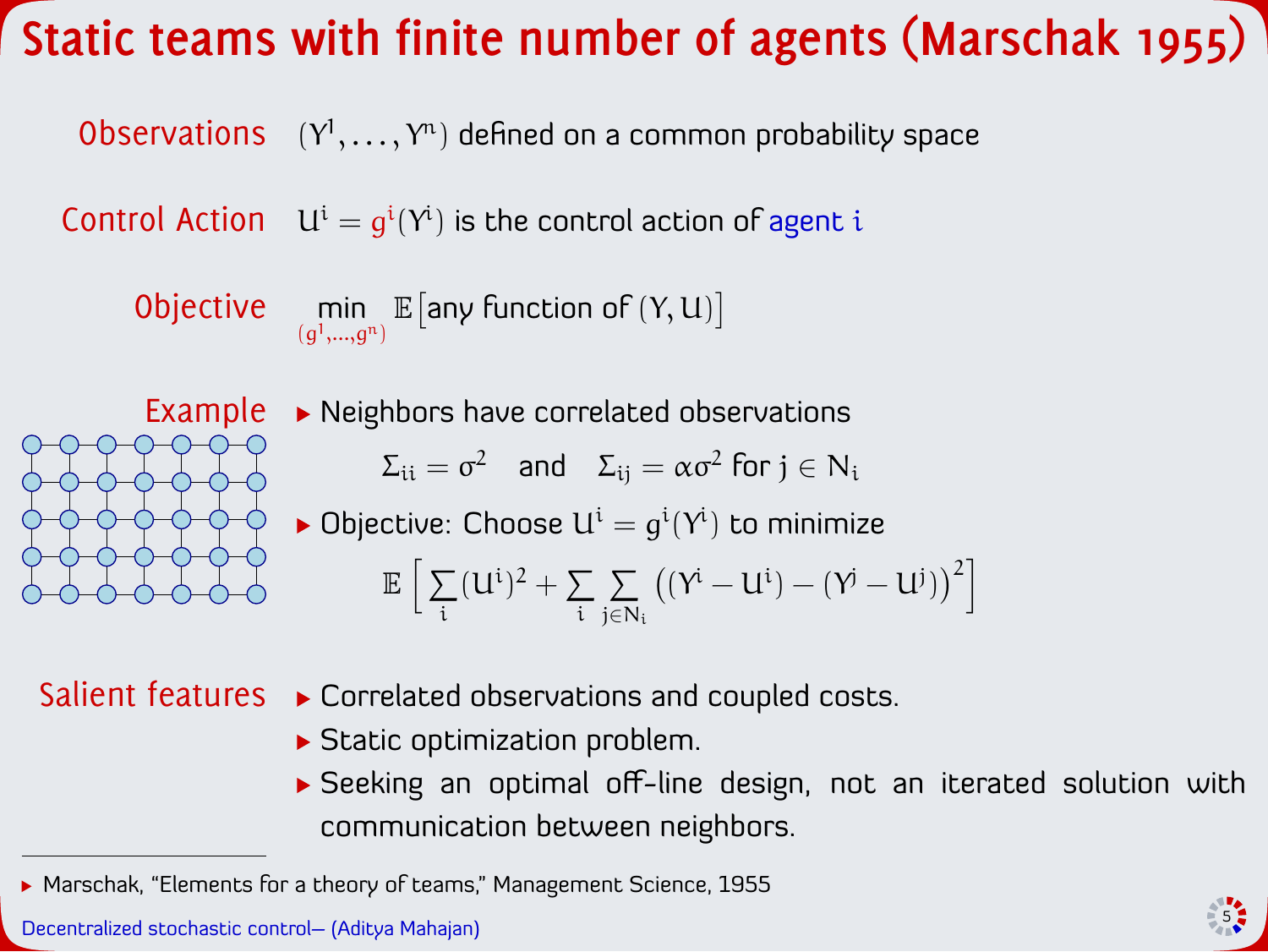# Static teams with finite number of agents (Marschak 1955)

**Observations** $(Y^1, \dots, Y^n)$ defined on a common probability space

**Control Action** $U^i = g^i(Y^i)$ is the control action of agent $i$

**Objective** $\min_{(g^1,\dots,g^n)} \mathbb{E}\big[\text{any function of } (Y, U)\big]$

**Example**

- Neighbors have correlated observations

$$\Sigma_{ii} = \sigma^2 \quad \text{and} \quad \Sigma_{ij} = \alpha\sigma^2 \text{ for } j \in N_i$$

- Objective: Choose $U^i = g^i(Y^i)$ to minimize

$$\mathbb{E}\Big[\sum_i (U^i)^2 + \sum_i \sum_{j \in N_i} \big((Y^i - U^i) - (Y^j - U^j)\big)^2\Big]$$

**Salient features**

- Correlated observations and coupled costs.
- Static optimization problem.
- Seeking an optimal off-line design, not an iterated solution with communication between neighbors.

---

- Marschak, "Elements for a theory of teams," Management Science, 1955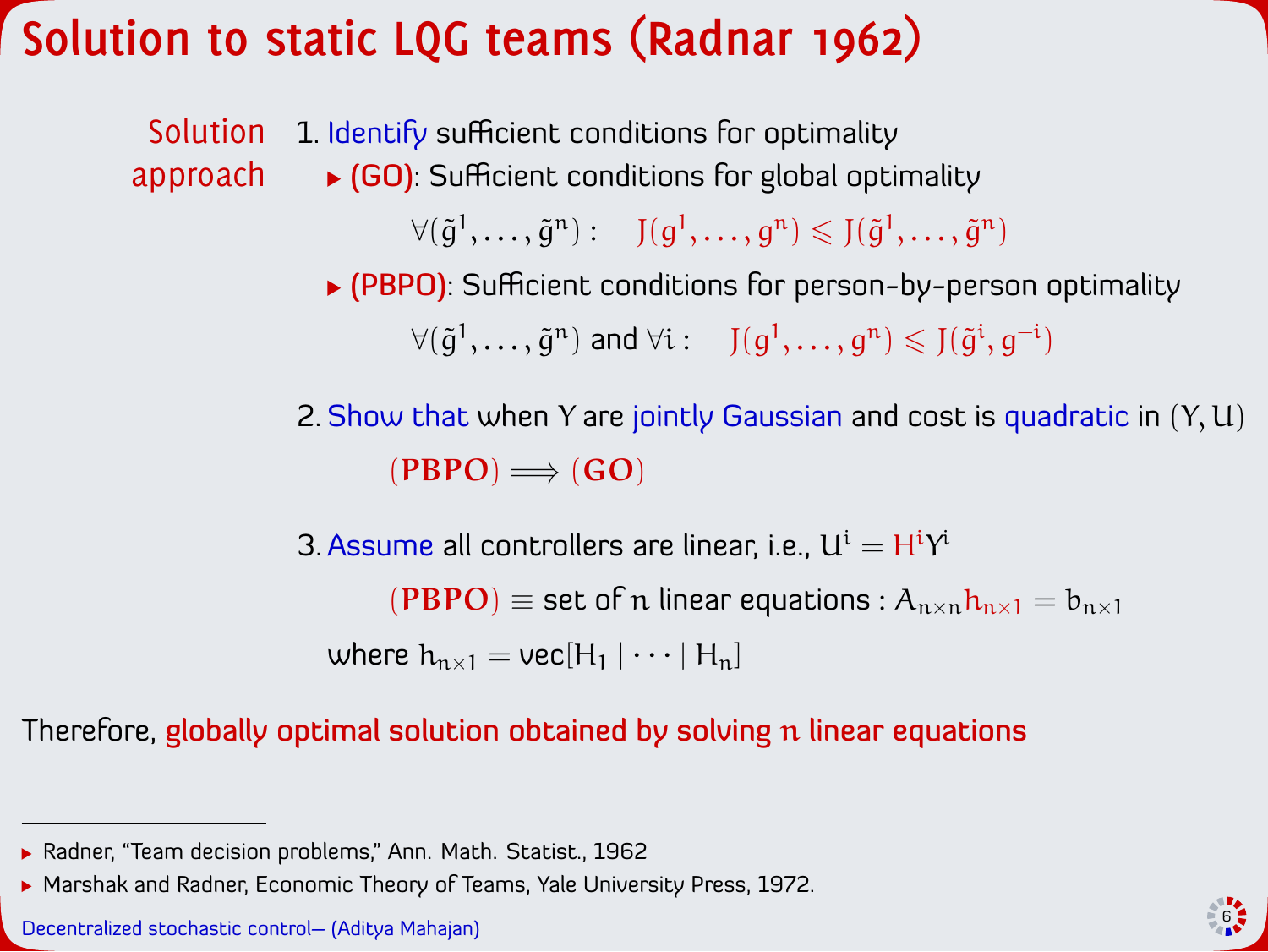# Solution to static LQG teams (Radnar 1962)

**Solution approach**

1. Identify sufficient conditions for optimality
   - **(GO)**: Sufficient conditions for global optimality

     $$\forall(\tilde{g}^1, \dots, \tilde{g}^n): \quad J(g^1, \dots, g^n) \leqslant J(\tilde{g}^1, \dots, \tilde{g}^n)$$

   - **(PBPO)**: Sufficient conditions for person-by-person optimality

     $$\forall(\tilde{g}^1, \dots, \tilde{g}^n) \text{ and } \forall i: \quad J(g^1, \dots, g^n) \leqslant J(\tilde{g}^i, g^{-i})$$

2. Show that when $Y$ are jointly Gaussian and cost is quadratic in $(Y, U)$

   $$(\mathbf{PBPO}) \implies (\mathbf{GO})$$

3. Assume all controllers are linear, i.e., $U^i = H^i Y^i$

   $$(\mathbf{PBPO}) \equiv \text{set of } n \text{ linear equations}: A_{n \times n} h_{n \times 1} = b_{n \times 1}$$

   where $h_{n \times 1} = \text{vec}[H_1 \mid \cdots \mid H_n]$

Therefore, globally optimal solution obtained by solving $n$ linear equations

---

- Radner, "Team decision problems," Ann. Math. Statist., 1962
- Marshak and Radner, Economic Theory of Teams, Yale University Press, 1972.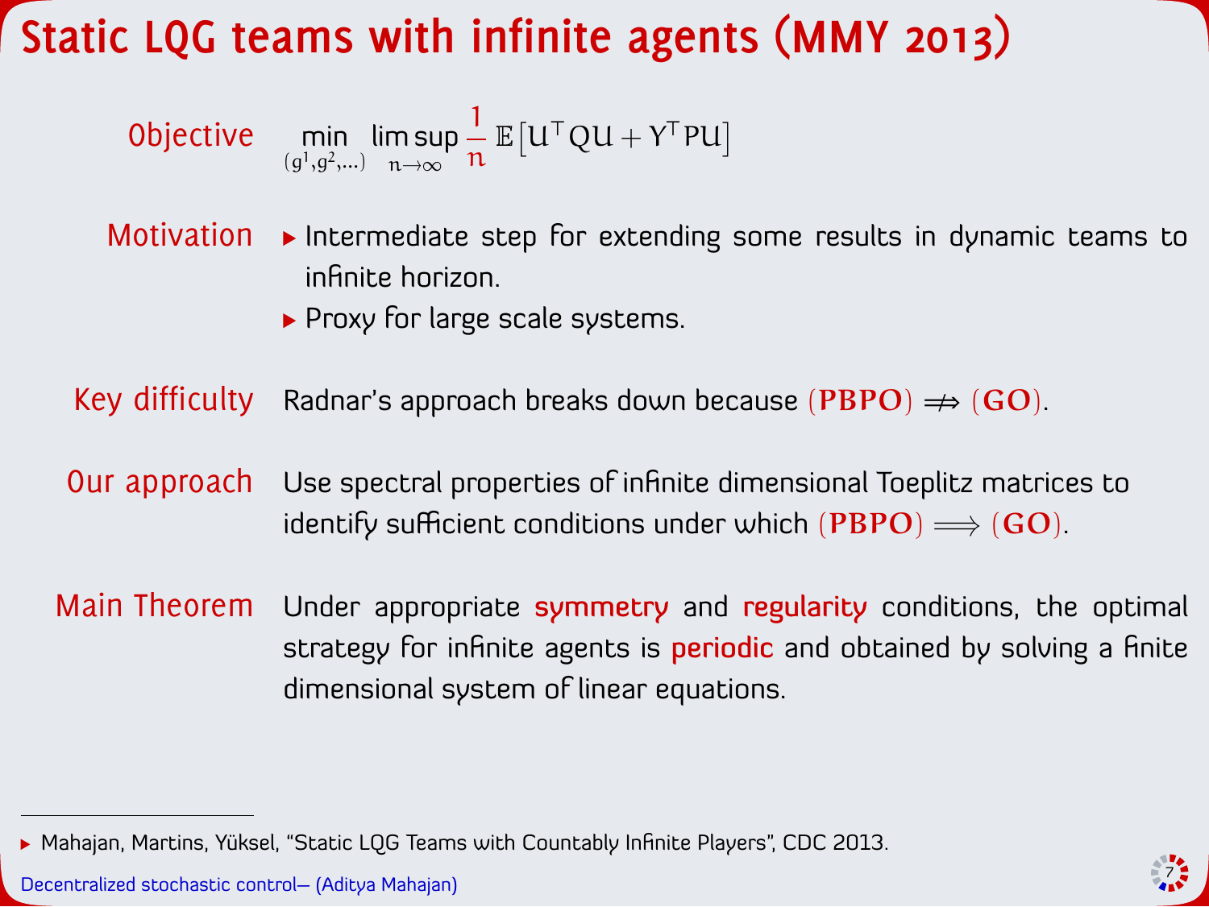# Static LQG teams with infinite agents (MMY 2013)

**Objective** $$\min_{(g^1, g^2, \dots)} \limsup_{n \to \infty} \frac{1}{n} \mathbb{E}\left[U^\top Q U + Y^\top P U\right]$$

**Motivation**

- Intermediate step for extending some results in dynamic teams to infinite horizon.
- Proxy for large scale systems.

**Key difficulty** Radnar's approach breaks down because $(\mathbf{PBPO}) \not\Rightarrow (\mathbf{GO})$.

**Our approach** Use spectral properties of infinite dimensional Toeplitz matrices to identify sufficient conditions under which $(\mathbf{PBPO}) \implies (\mathbf{GO})$.

**Main Theorem** Under appropriate **symmetry** and **regularity** conditions, the optimal strategy for infinite agents is **periodic** and obtained by solving a finite dimensional system of linear equations.

---

- Mahajan, Martins, Yüksel, "Static LQG Teams with Countably Infinite Players", CDC 2013.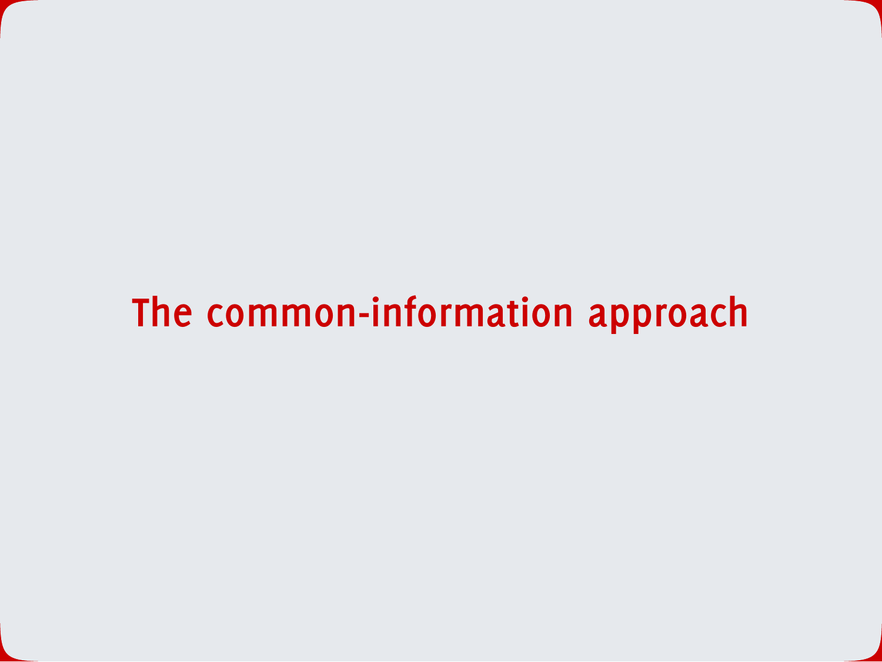# The common-information approach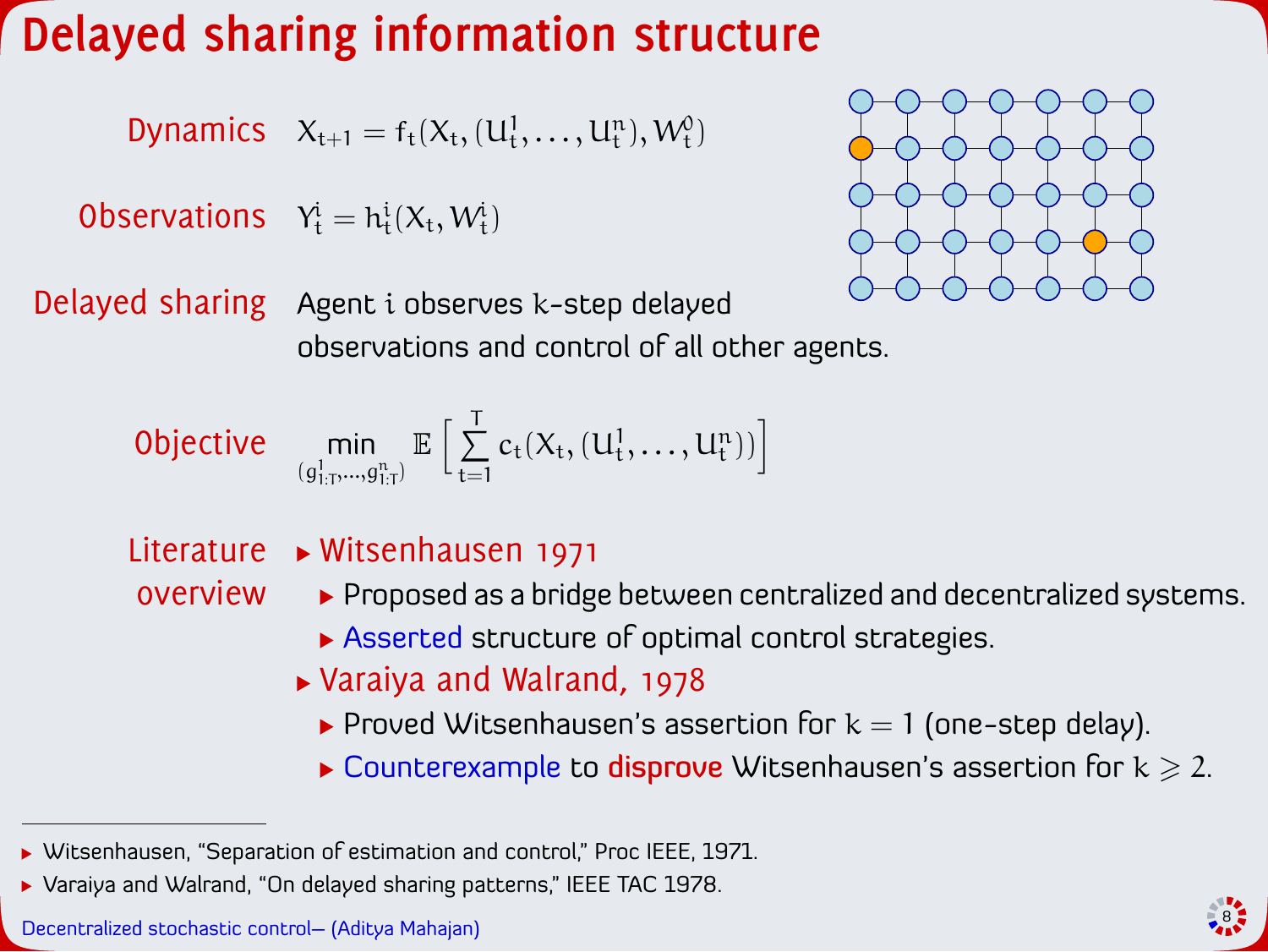# Delayed sharing information structure

**Dynamics** $X_{t+1} = f_t(X_t, (U^1_t, \dots, U^n_t), W^0_t)$

**Observations** $Y^i_t = h^i_t(X_t, W^i_t)$

**Delayed sharing** Agent $i$ observes $k$-step delayed observations and control of all other agents.

**Objective**

$$\min_{(g^1_{1:T}, \dots, g^n_{1:T})} \mathbb{E}\Big[\sum_{t=1}^{T} c_t(X_t, (U^1_t, \dots, U^n_t))\Big]$$

**Literature overview**

- Witsenhausen 1971
  - Proposed as a bridge between centralized and decentralized systems.
  - Asserted structure of optimal control strategies.
- Varaiya and Walrand, 1978
  - Proved Witsenhausen's assertion for $k = 1$ (one-step delay).
  - Counterexample to **disprove** Witsenhausen's assertion for $k \geq 2$.

---

- Witsenhausen, "Separation of estimation and control," Proc IEEE, 1971.
- Varaiya and Walrand, "On delayed sharing patterns," IEEE TAC 1978.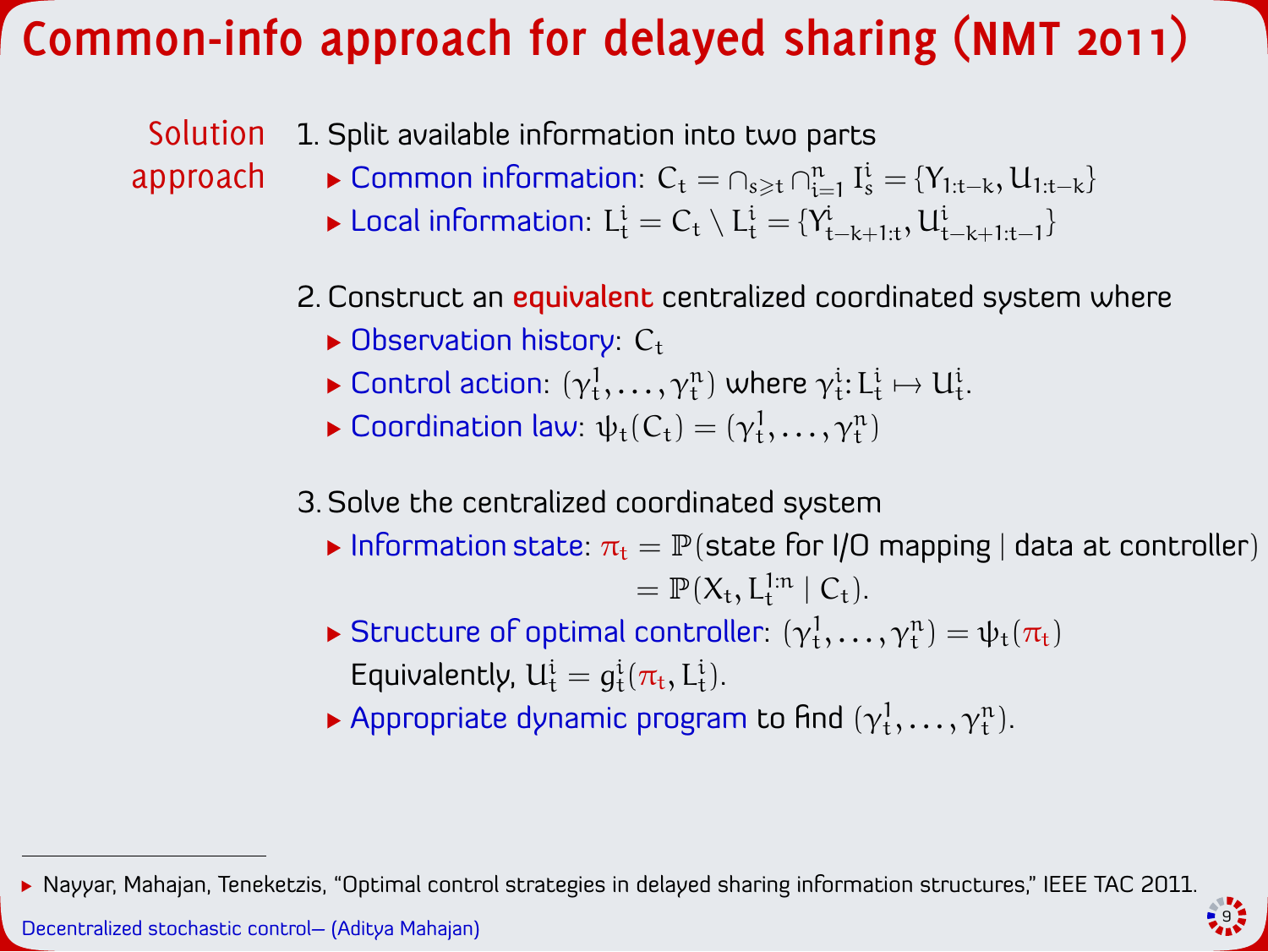# Common-info approach for delayed sharing (NMT 2011)

**Solution approach**

1. Split available information into two parts
   - Common information: $C_t = \cap_{s \geqslant t} \cap_{i=1}^{n} I_s^i = \{Y_{1:t-k}, U_{1:t-k}\}$
   - Local information: $L_t^i = C_t \setminus L_t^i = \{Y_{t-k+1:t}^i, U_{t-k+1:t-1}^i\}$

2. Construct an **equivalent** centralized coordinated system where
   - Observation history: $C_t$
   - Control action: $(\gamma_t^1, \dots, \gamma_t^n)$ where $\gamma_t^i : L_t^i \mapsto U_t^i$.
   - Coordination law: $\psi_t(C_t) = (\gamma_t^1, \dots, \gamma_t^n)$

3. Solve the centralized coordinated system
   - Information state: $\pi_t = \mathbb{P}(\text{state for I/O mapping} \mid \text{data at controller})$

     $$= \mathbb{P}(X_t, L_t^{1:n} \mid C_t).$$

   - Structure of optimal controller: $(\gamma_t^1, \dots, \gamma_t^n) = \psi_t(\pi_t)$

     Equivalently, $U_t^i = g_t^i(\pi_t, L_t^i)$.
   - Appropriate dynamic program to find $(\gamma_t^1, \dots, \gamma_t^n)$.

---

- Nayyar, Mahajan, Teneketzis, "Optimal control strategies in delayed sharing information structures," IEEE TAC 2011.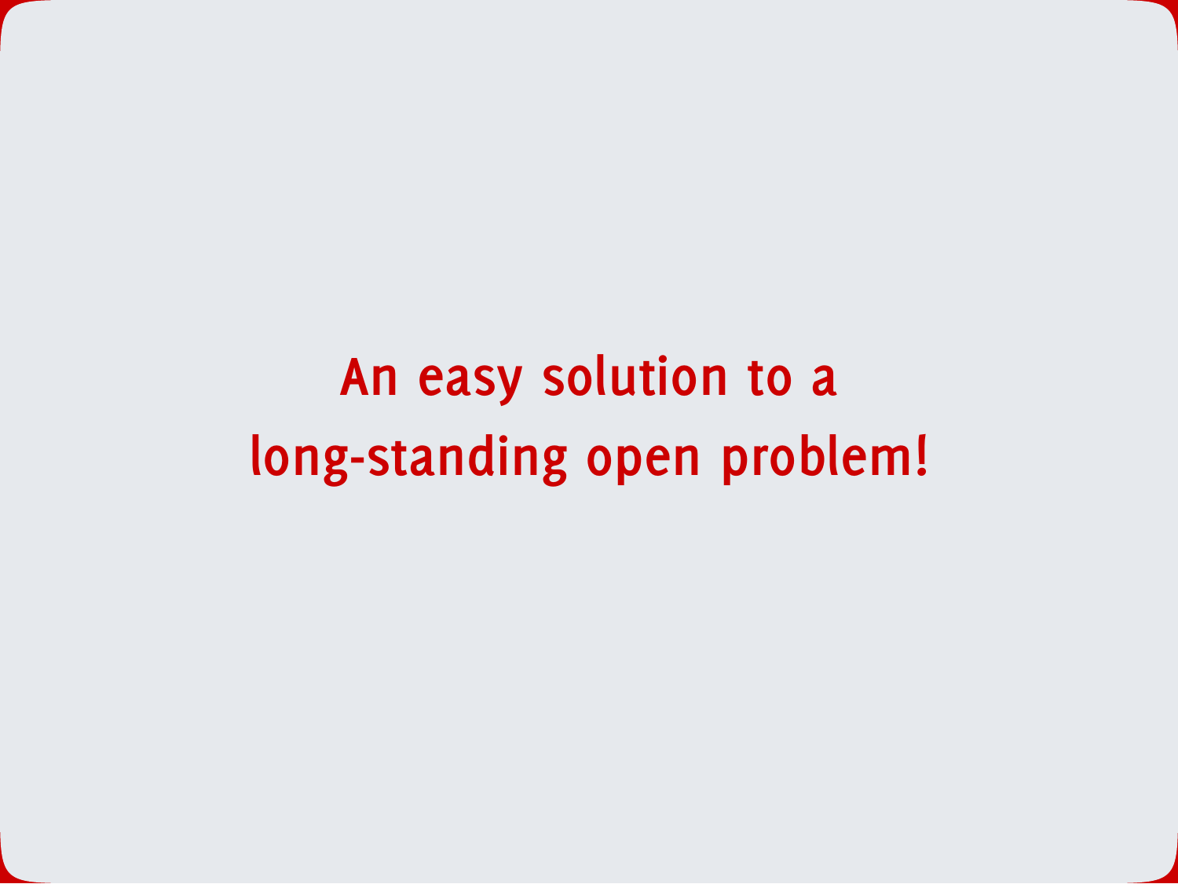**An easy solution to a long-standing open problem!**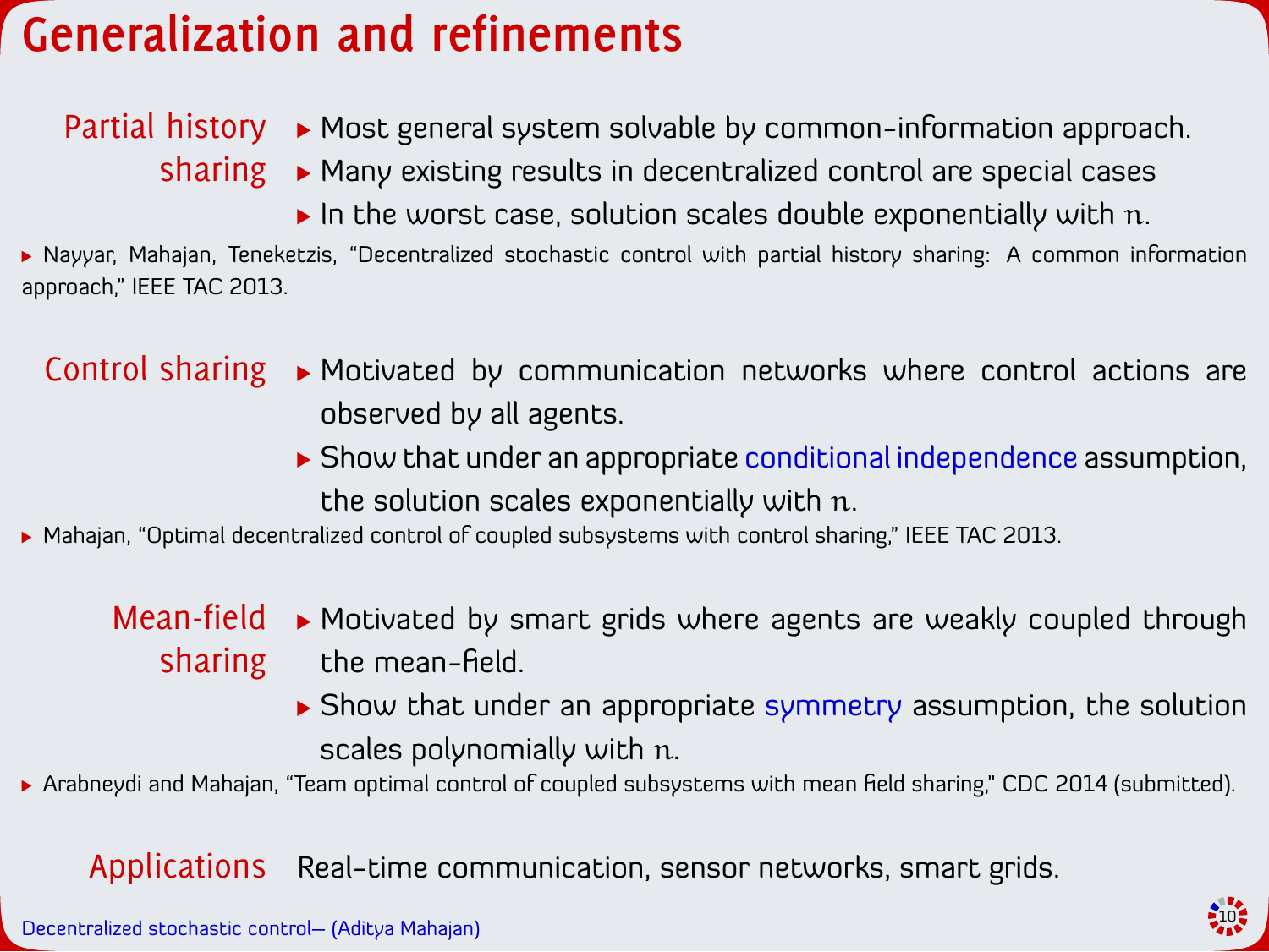# Generalization and refinements

**Partial history sharing**

- Most general system solvable by common-information approach.
- Many existing results in decentralized control are special cases
- In the worst case, solution scales double exponentially with $n$.

- Nayyar, Mahajan, Teneketzis, "Decentralized stochastic control with partial history sharing: A common information approach," IEEE TAC 2013.

**Control sharing**

- Motivated by communication networks where control actions are observed by all agents.
- Show that under an appropriate conditional independence assumption, the solution scales exponentially with $n$.

- Mahajan, "Optimal decentralized control of coupled subsystems with control sharing," IEEE TAC 2013.

**Mean-field sharing**

- Motivated by smart grids where agents are weakly coupled through the mean-field.
- Show that under an appropriate symmetry assumption, the solution scales polynomially with $n$.

- Arabneydi and Mahajan, "Team optimal control of coupled subsystems with mean field sharing," CDC 2014 (submitted).

**Applications** Real-time communication, sensor networks, smart grids.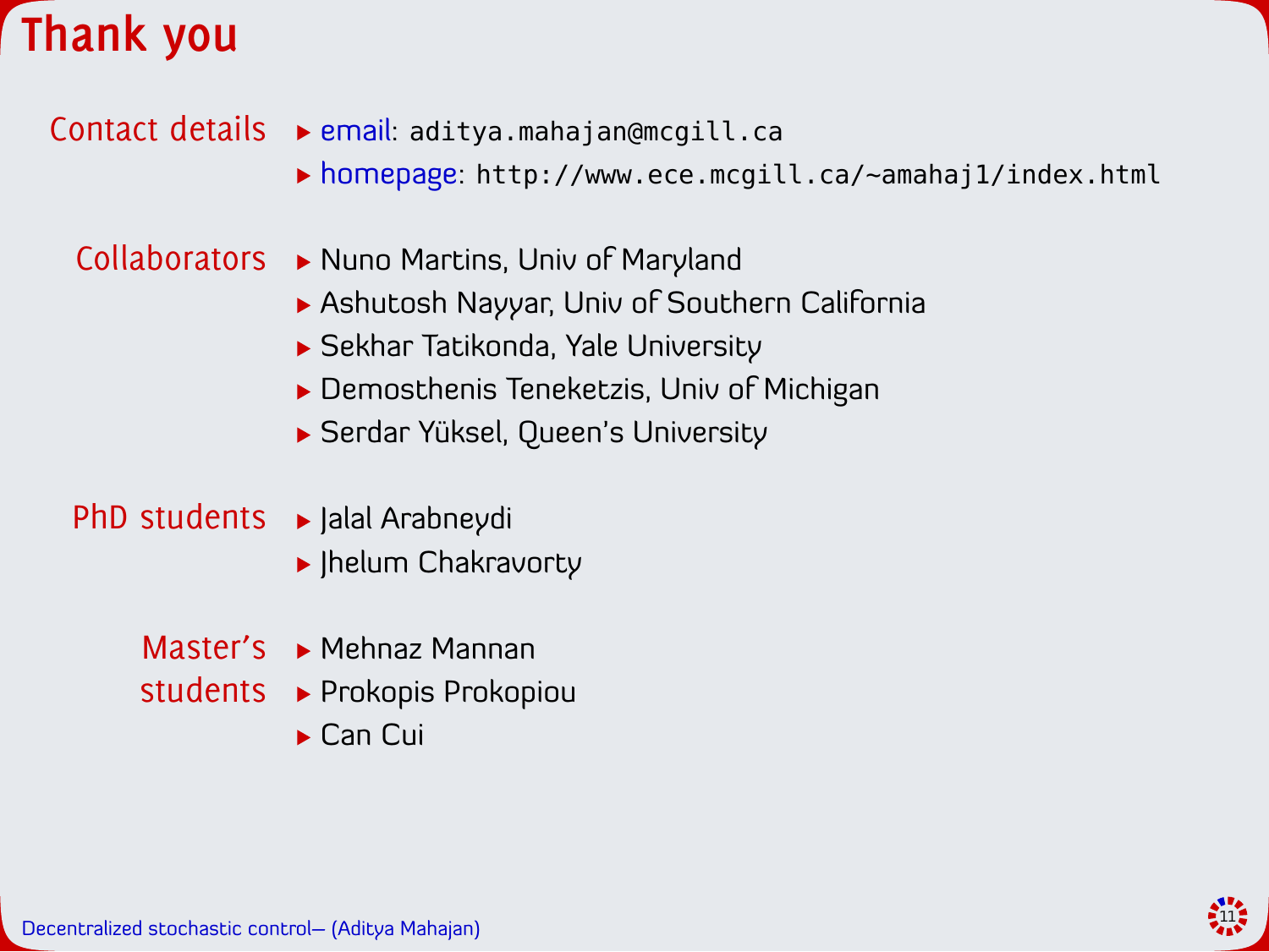# Thank you

**Contact details**

- email: `aditya.mahajan@mcgill.ca`
- homepage: `http://www.ece.mcgill.ca/~amahaj1/index.html`

**Collaborators**

- Nuno Martins, Univ of Maryland
- Ashutosh Nayyar, Univ of Southern California
- Sekhar Tatikonda, Yale University
- Demosthenis Teneketzis, Univ of Michigan
- Serdar Yüksel, Queen's University

**PhD students**

- Jalal Arabneydi
- Jhelum Chakravorty

**Master's students**

- Mehnaz Mannan
- Prokopis Prokopiou
- Can Cui